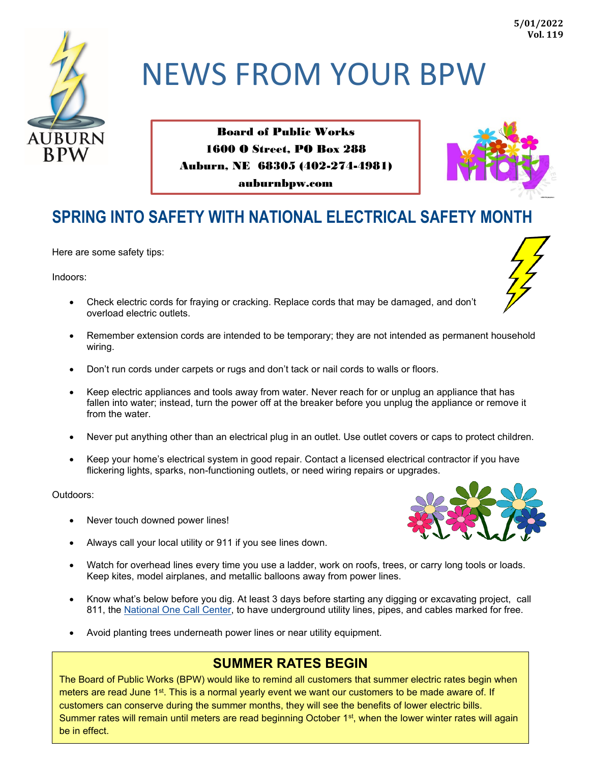5/01/2022
Vol. 119

# NEWS FROM YOUR BPW

**Board of Public Works**
**1600 O Street, PO Box 288**
**Auburn, NE 68305 (402-274-4981)**
**auburnbpw.com**

## SPRING INTO SAFETY WITH NATIONAL ELECTRICAL SAFETY MONTH

Here are some safety tips:

Indoors:

- Check electric cords for fraying or cracking. Replace cords that may be damaged, and don't overload electric outlets.
- Remember extension cords are intended to be temporary; they are not intended as permanent household wiring.
- Don't run cords under carpets or rugs and don't tack or nail cords to walls or floors.
- Keep electric appliances and tools away from water. Never reach for or unplug an appliance that has fallen into water; instead, turn the power off at the breaker before you unplug the appliance or remove it from the water.
- Never put anything other than an electrical plug in an outlet. Use outlet covers or caps to protect children.
- Keep your home's electrical system in good repair. Contact a licensed electrical contractor if you have flickering lights, sparks, non-functioning outlets, or need wiring repairs or upgrades.

Outdoors:

- Never touch downed power lines!
- Always call your local utility or 911 if you see lines down.
- Watch for overhead lines every time you use a ladder, work on roofs, trees, or carry long tools or loads. Keep kites, model airplanes, and metallic balloons away from power lines.
- Know what's below before you dig. At least 3 days before starting any digging or excavating project, call 811, the National One Call Center, to have underground utility lines, pipes, and cables marked for free.
- Avoid planting trees underneath power lines or near utility equipment.

## SUMMER RATES BEGIN

The Board of Public Works (BPW) would like to remind all customers that summer electric rates begin when meters are read June 1st. This is a normal yearly event we want our customers to be made aware of. If customers can conserve during the summer months, they will see the benefits of lower electric bills. Summer rates will remain until meters are read beginning October 1st, when the lower winter rates will again be in effect.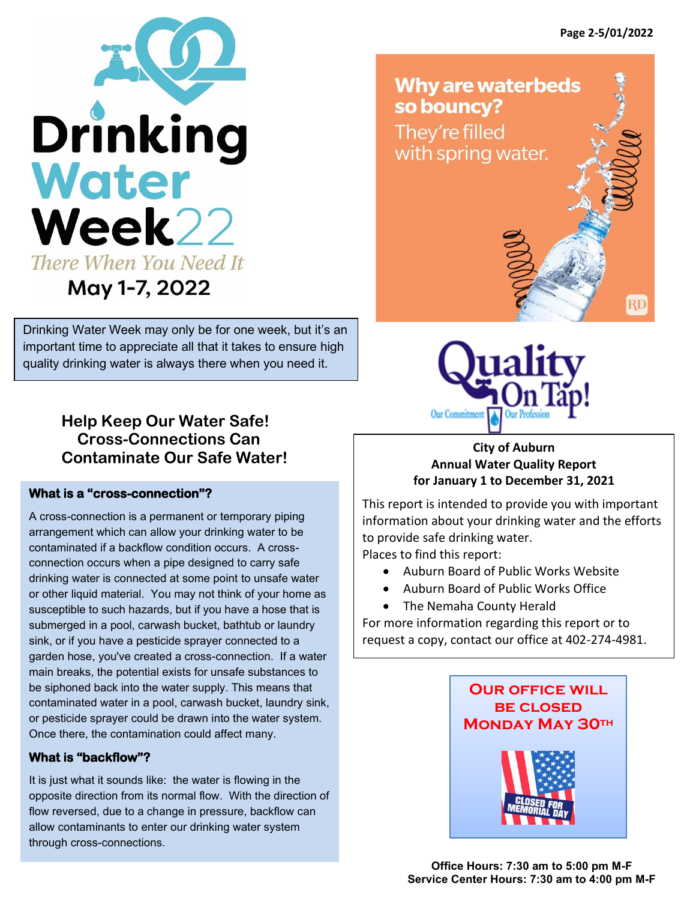# Drinking Water Week 22

*There When You Need It*

May 1-7, 2022

Drinking Water Week may only be for one week, but it's an important time to appreciate all that it takes to ensure high quality drinking water is always there when you need it.

## Help Keep Our Water Safe! Cross-Connections Can Contaminate Our Safe Water!

### What is a "cross-connection"?

A cross-connection is a permanent or temporary piping arrangement which can allow your drinking water to be contaminated if a backflow condition occurs. A cross-connection occurs when a pipe designed to carry safe drinking water is connected at some point to unsafe water or other liquid material. You may not think of your home as susceptible to such hazards, but if you have a hose that is submerged in a pool, carwash bucket, bathtub or laundry sink, or if you have a pesticide sprayer connected to a garden hose, you've created a cross-connection. If a water main breaks, the potential exists for unsafe substances to be siphoned back into the water supply. This means that contaminated water in a pool, carwash bucket, laundry sink, or pesticide sprayer could be drawn into the water system. Once there, the contamination could affect many.

### What is "backflow"?

It is just what it sounds like: the water is flowing in the opposite direction from its normal flow. With the direction of flow reversed, due to a change in pressure, backflow can allow contaminants to enter our drinking water system through cross-connections.

**Why are waterbeds so bouncy?**

They're filled with spring water.

Quality On Tap!

Our Commitment | Our Profession

## City of Auburn Annual Water Quality Report for January 1 to December 31, 2021

This report is intended to provide you with important information about your drinking water and the efforts to provide safe drinking water.

Places to find this report:

- Auburn Board of Public Works Website
- Auburn Board of Public Works Office
- The Nemaha County Herald

For more information regarding this report or to request a copy, contact our office at 402-274-4981.

**OUR OFFICE WILL BE CLOSED MONDAY MAY 30TH**

CLOSED FOR MEMORIAL DAY

**Office Hours: 7:30 am to 5:00 pm M-F**
**Service Center Hours: 7:30 am to 4:00 pm M-F**